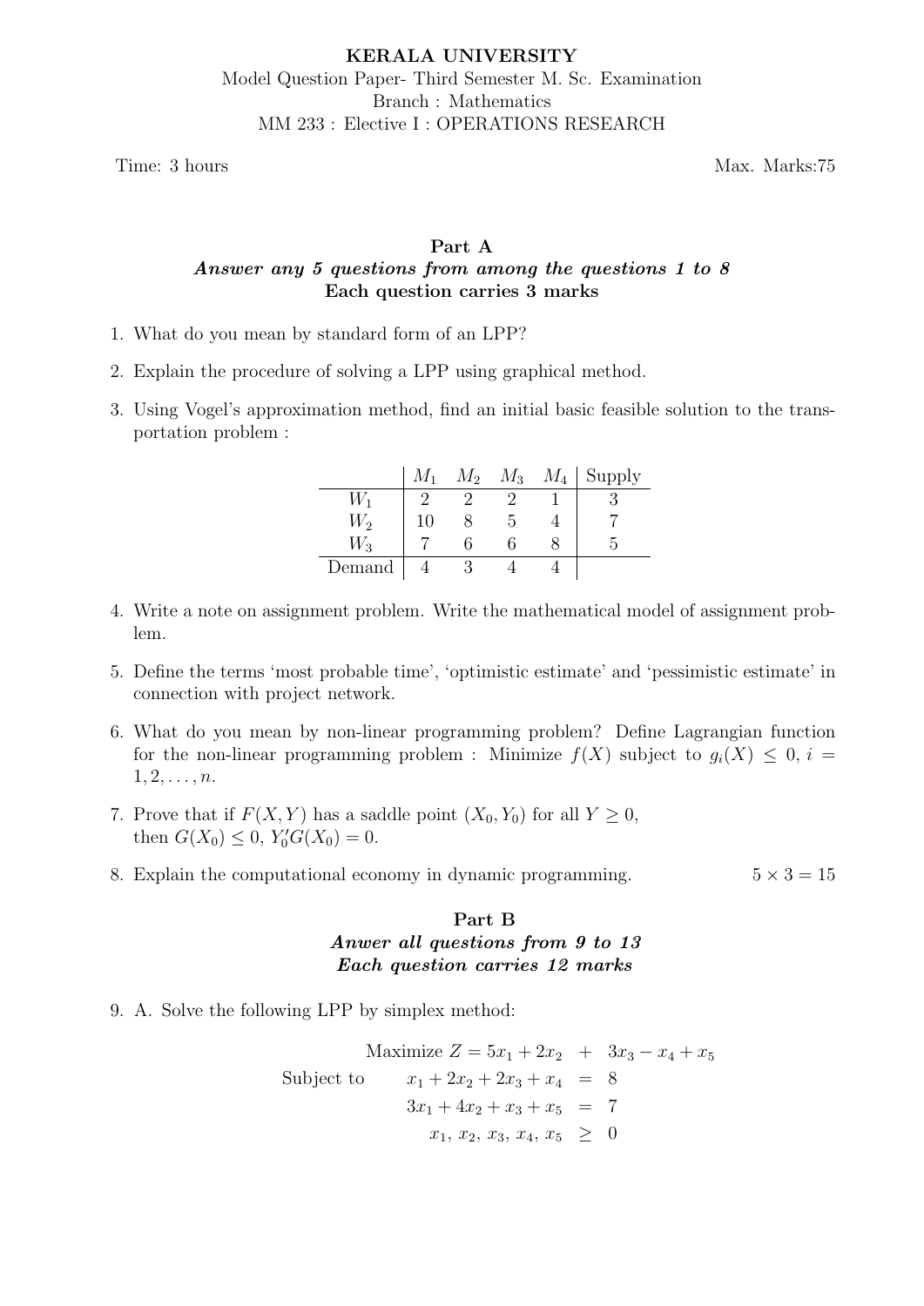**KERALA UNIVERSITY**

Model Question Paper- Third Semester M. Sc. Examination

Branch : Mathematics

MM 233 : Elective I : OPERATIONS RESEARCH

Time: 3 hours | Max. Marks:75

## Part A

***Answer any 5 questions from among the questions 1 to 8***

**Each question carries 3 marks**

1. What do you mean by standard form of an LPP?

2. Explain the procedure of solving a LPP using graphical method.

3. Using Vogel's approximation method, find an initial basic feasible solution to the transportation problem :

| | $M_1$ | $M_2$ | $M_3$ | $M_4$ | Supply |
|---|---|---|---|---|---|
| $W_1$ | 2 | 2 | 2 | 1 | 3 |
| $W_2$ | 10 | 8 | 5 | 4 | 7 |
| $W_3$ | 7 | 6 | 6 | 8 | 5 |
| Demand | 4 | 3 | 4 | 4 | |

4. Write a note on assignment problem. Write the mathematical model of assignment problem.

5. Define the terms 'most probable time', 'optimistic estimate' and 'pessimistic estimate' in connection with project network.

6. What do you mean by non-linear programming problem? Define Lagrangian function for the non-linear programming problem : Minimize $f(X)$ subject to $g_i(X) \leq 0$, $i = 1, 2, \ldots, n$.

7. Prove that if $F(X, Y)$ has a saddle point $(X_0, Y_0)$ for all $Y \geq 0$, then $G(X_0) \leq 0$, $Y_0' G(X_0) = 0$.

8. Explain the computational economy in dynamic programming. $5 \times 3 = 15$

## Part B

***Anwer all questions from 9 to 13***

***Each question carries 12 marks***

9. A. Solve the following LPP by simplex method:

$$
\begin{aligned}
\text{Maximize } Z = 5x_1 + 2x_2 &+ 3x_3 - x_4 + x_5 \\
\text{Subject to} \qquad x_1 + 2x_2 + 2x_3 + x_4 &= 8 \\
3x_1 + 4x_2 + x_3 + x_5 &= 7 \\
x_1,\, x_2,\, x_3,\, x_4,\, x_5 &\geq 0
\end{aligned}
$$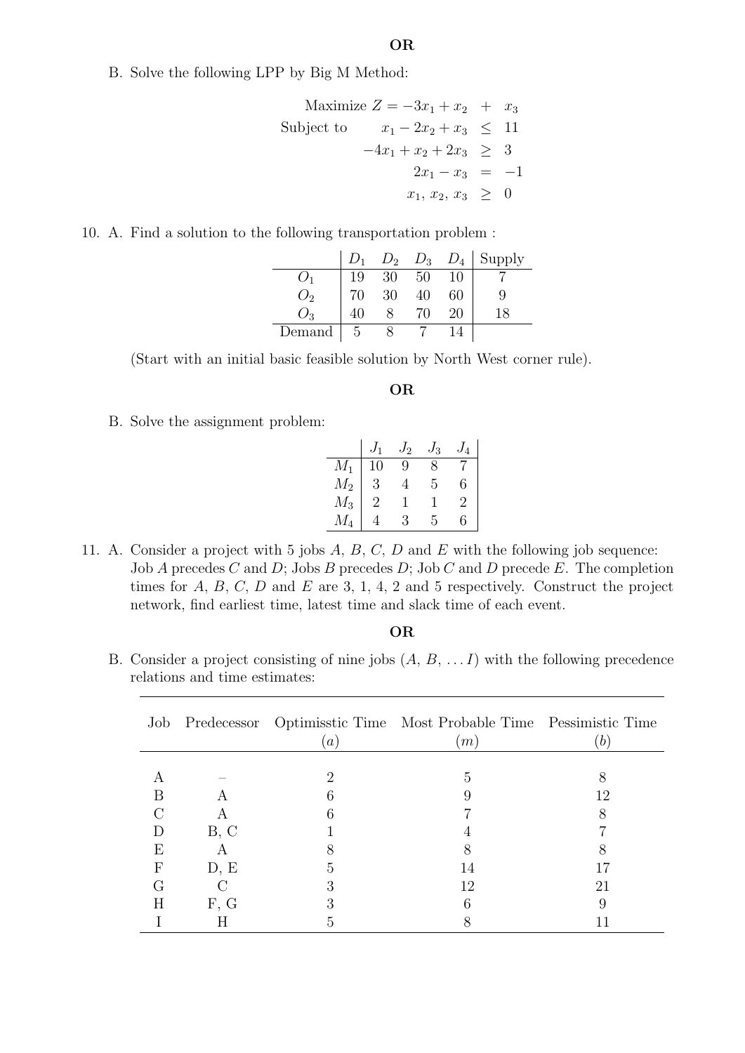**OR**

B. Solve the following LPP by Big M Method:

$$
\begin{aligned}
\text{Maximize } Z &= -3x_1 + x_2 + x_3 \\
\text{Subject to } \quad x_1 - 2x_2 + x_3 &\leq 11 \\
-4x_1 + x_2 + 2x_3 &\geq 3 \\
2x_1 - x_3 &= -1 \\
x_1,\, x_2,\, x_3 &\geq 0
\end{aligned}
$$

10. A. Find a solution to the following transportation problem :

| | $D_1$ | $D_2$ | $D_3$ | $D_4$ | Supply |
|---|---|---|---|---|---|
| $O_1$ | 19 | 30 | 50 | 10 | 7 |
| $O_2$ | 70 | 30 | 40 | 60 | 9 |
| $O_3$ | 40 | 8 | 70 | 20 | 18 |
| Demand | 5 | 8 | 7 | 14 | |

(Start with an initial basic feasible solution by North West corner rule).

**OR**

B. Solve the assignment problem:

| | $J_1$ | $J_2$ | $J_3$ | $J_4$ |
|---|---|---|---|---|
| $M_1$ | 10 | 9 | 8 | 7 |
| $M_2$ | 3 | 4 | 5 | 6 |
| $M_3$ | 2 | 1 | 1 | 2 |
| $M_4$ | 4 | 3 | 5 | 6 |

11. A. Consider a project with 5 jobs $A$, $B$, $C$, $D$ and $E$ with the following job sequence: Job $A$ precedes $C$ and $D$; Jobs $B$ precedes $D$; Job $C$ and $D$ precede $E$. The completion times for $A$, $B$, $C$, $D$ and $E$ are 3, 1, 4, 2 and 5 respectively. Construct the project network, find earliest time, latest time and slack time of each event.

**OR**

B. Consider a project consisting of nine jobs ($A$, $B$, $\ldots I$) with the following precedence relations and time estimates:

| Job | Predecessor | Optimisstic Time ($a$) | Most Probable Time ($m$) | Pessimistic Time ($b$) |
|---|---|---|---|---|
| A | – | 2 | 5 | 8 |
| B | A | 6 | 9 | 12 |
| C | A | 6 | 7 | 8 |
| D | B, C | 1 | 4 | 7 |
| E | A | 8 | 8 | 8 |
| F | D, E | 5 | 14 | 17 |
| G | C | 3 | 12 | 21 |
| H | F, G | 3 | 6 | 9 |
| I | H | 5 | 8 | 11 |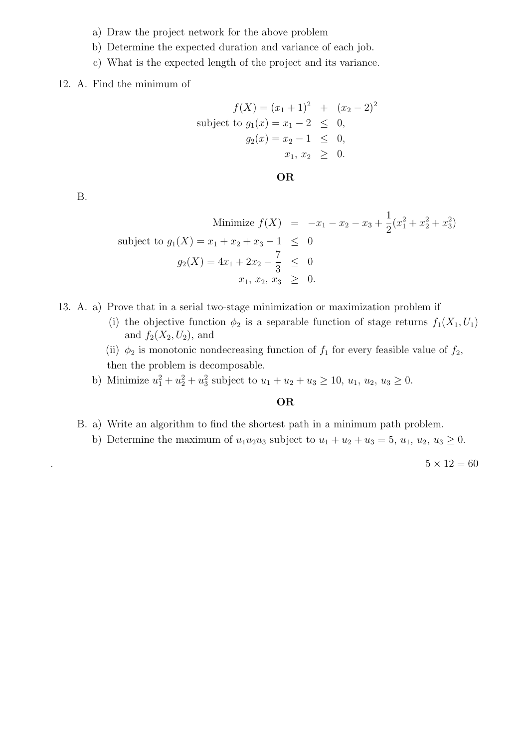a) Draw the project network for the above problem

b) Determine the expected duration and variance of each job.

c) What is the expected length of the project and its variance.

12. A. Find the minimum of

$$
\begin{aligned}
f(X) = (x_1+1)^2 &+ (x_2-2)^2 \\
\text{subject to } g_1(x) = x_1 - 2 &\leq 0, \\
g_2(x) = x_2 - 1 &\leq 0, \\
x_1,\, x_2 &\geq 0.
\end{aligned}
$$

**OR**

B.

$$
\begin{aligned}
\text{Minimize } f(X) &= -x_1 - x_2 - x_3 + \frac{1}{2}(x_1^2 + x_2^2 + x_3^2) \\
\text{subject to } g_1(X) = x_1 + x_2 + x_3 - 1 &\leq 0 \\
g_2(X) = 4x_1 + 2x_2 - \frac{7}{3} &\leq 0 \\
x_1,\, x_2,\, x_3 &\geq 0.
\end{aligned}
$$

13. A. a) Prove that in a serial two-stage minimization or maximization problem if

(i) the objective function $\phi_2$ is a separable function of stage returns $f_1(X_1, U_1)$ and $f_2(X_2, U_2)$, and

(ii) $\phi_2$ is monotonic nondecreasing function of $f_1$ for every feasible value of $f_2$,

then the problem is decomposable.

b) Minimize $u_1^2 + u_2^2 + u_3^2$ subject to $u_1 + u_2 + u_3 \geq 10$, $u_1,\, u_2,\, u_3 \geq 0$.

**OR**

B. a) Write an algorithm to find the shortest path in a minimum path problem.

b) Determine the maximum of $u_1 u_2 u_3$ subject to $u_1 + u_2 + u_3 = 5$, $u_1,\, u_2,\, u_3 \geq 0$.

$5 \times 12 = 60$